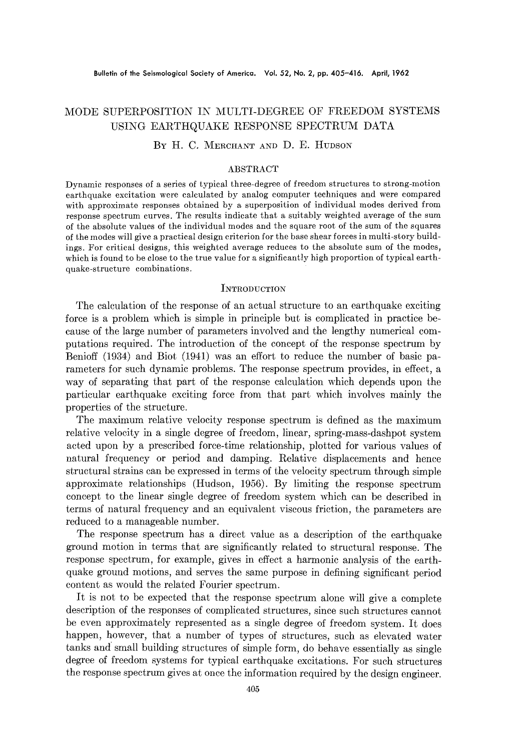# MODE SUPERPOSITION IN MULTI-DEGREE OF FREEDOM SYSTEMS USING EARTHQUAKE RESPONSE SPECTRUM DATA

By H. C. Merchant and D. E. Hudson

## ABSTRACT

Dynamic responses of a series of typical three-degree of freedom structures to strong-motion earthquake excitation were calculated by analog computer techniques and were compared with approximate responses obtained by a superposition of individual modes derived from response spectrum curves. The results indicate that a suitably weighted average of the sum of the absolute values of the individual modes and the square root of the sum of the squares of the modes will give a practical design criterion for the base shear forces in multi-story buildings. For critical designs, this weighted average reduces to the absolute sum of the modes, which is found to be close to the true value for a significantly high proportion of typical earthquake-structure combinations.

## Introduction

The calculation of the response of an actual structure to an earthquake exciting force is a problem which is simple in principle but is complicated in practice because of the large number of parameters involved and the lengthy numerical computations required. The introduction of the concept of the response spectrum by Benioff (1934) and Biot (1941) was an effort to reduce the number of basic parameters for such dynamic problems. The response spectrum provides, in effect, a way of separating that part of the response calculation which depends upon the particular earthquake exciting force from that part which involves mainly the properties of the structure.

The maximum relative velocity response spectrum is defined as the maximum relative velocity in a single degree of freedom, linear, spring-mass-dashpot system acted upon by a prescribed force-time relationship, plotted for various values of natural frequency or period and damping. Relative displacements and hence structural strains can be expressed in terms of the velocity spectrum through simple approximate relationships (Hudson, 1956). By limiting the response spectrum concept to the linear single degree of freedom system which can be described in terms of natural frequency and an equivalent viscous friction, the parameters are reduced to a manageable number.

The response spectrum has a direct value as a description of the earthquake ground motion in terms that are significantly related to structural response. The response spectrum, for example, gives in effect a harmonic analysis of the earthquake ground motions, and serves the same purpose in defining significant period content as would the related Fourier spectrum.

It is not to be expected that the response spectrum alone will give a complete description of the responses of complicated structures, since such structures cannot be even approximately represented as a single degree of freedom system. It does happen, however, that a number of types of structures, such as elevated water tanks and small building structures of simple form, do behave essentially as single degree of freedom systems for typical earthquake excitations. For such structures the response spectrum gives at once the information required by the design engineer.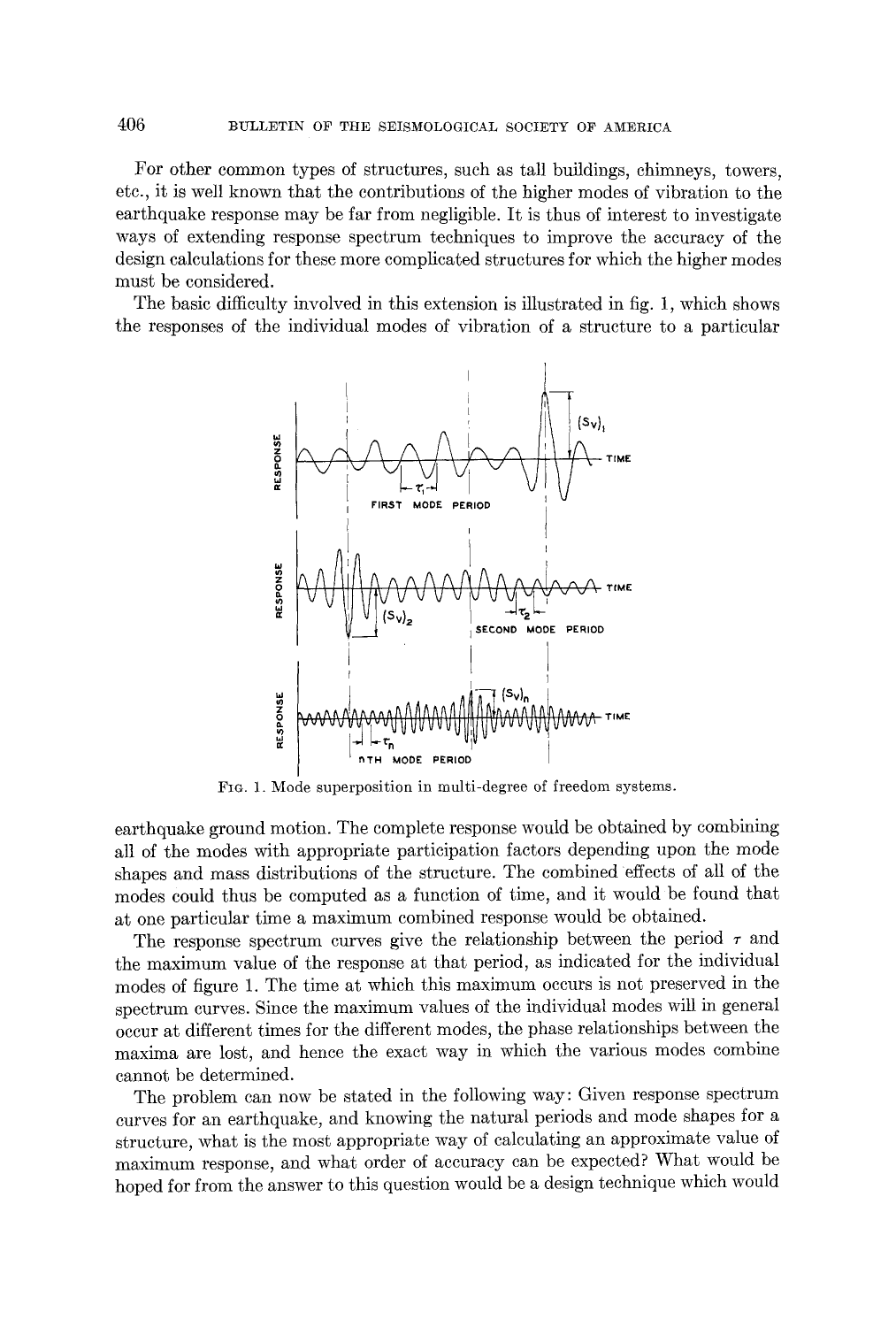For other common types of structures, such as tall buildings, chimneys, towers, etc., it is well known that the contributions of the higher modes of vibration to the earthquake response may be far from negligible. It is thus of interest to investigate ways of extending response spectrum techniques to improve the accuracy of the design calculations for these more complicated structures for which the higher modes must be considered.

The basic difficulty involved in this extension is illustrated in fig. 1, which shows the responses of the individual modes of vibration of a structure to a particular

Fig. 1. Mode superposition in multi-degree of freedom systems.

earthquake ground motion. The complete response would be obtained by combining all of the modes with appropriate participation factors depending upon the mode shapes and mass distributions of the structure. The combined effects of all of the modes could thus be computed as a function of time, and it would be found that at one particular time a maximum combined response would be obtained.

The response spectrum curves give the relationship between the period $\tau$ and the maximum value of the response at that period, as indicated for the individual modes of figure 1. The time at which this maximum occurs is not preserved in the spectrum curves. Since the maximum values of the individual modes will in general occur at different times for the different modes, the phase relationships between the maxima are lost, and hence the exact way in which the various modes combine cannot be determined.

The problem can now be stated in the following way: Given response spectrum curves for an earthquake, and knowing the natural periods and mode shapes for a structure, what is the most appropriate way of calculating an approximate value of maximum response, and what order of accuracy can be expected? What would be hoped for from the answer to this question would be a design technique which would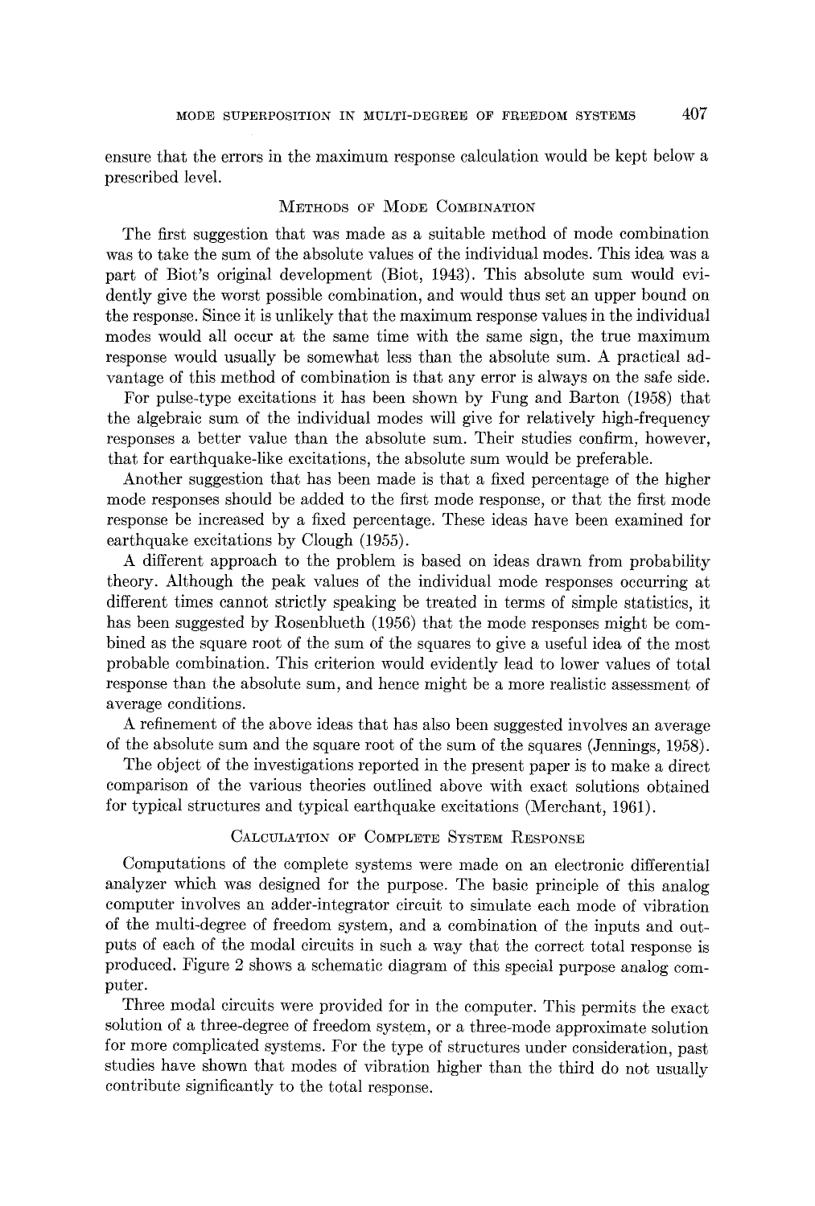ensure that the errors in the maximum response calculation would be kept below a prescribed level.

## Methods of Mode Combination

The first suggestion that was made as a suitable method of mode combination was to take the sum of the absolute values of the individual modes. This idea was a part of Biot's original development (Biot, 1943). This absolute sum would evidently give the worst possible combination, and would thus set an upper bound on the response. Since it is unlikely that the maximum response values in the individual modes would all occur at the same time with the same sign, the true maximum response would usually be somewhat less than the absolute sum. A practical advantage of this method of combination is that any error is always on the safe side.

For pulse-type excitations it has been shown by Fung and Barton (1958) that the algebraic sum of the individual modes will give for relatively high-frequency responses a better value than the absolute sum. Their studies confirm, however, that for earthquake-like excitations, the absolute sum would be preferable.

Another suggestion that has been made is that a fixed percentage of the higher mode responses should be added to the first mode response, or that the first mode response be increased by a fixed percentage. These ideas have been examined for earthquake excitations by Clough (1955).

A different approach to the problem is based on ideas drawn from probability theory. Although the peak values of the individual mode responses occurring at different times cannot strictly speaking be treated in terms of simple statistics, it has been suggested by Rosenblueth (1956) that the mode responses might be combined as the square root of the sum of the squares to give a useful idea of the most probable combination. This criterion would evidently lead to lower values of total response than the absolute sum, and hence might be a more realistic assessment of average conditions.

A refinement of the above ideas that has also been suggested involves an average of the absolute sum and the square root of the sum of the squares (Jennings, 1958).

The object of the investigations reported in the present paper is to make a direct comparison of the various theories outlined above with exact solutions obtained for typical structures and typical earthquake excitations (Merchant, 1961).

## Calculation of Complete System Response

Computations of the complete systems were made on an electronic differential analyzer which was designed for the purpose. The basic principle of this analog computer involves an adder-integrator circuit to simulate each mode of vibration of the multi-degree of freedom system, and a combination of the inputs and outputs of each of the modal circuits in such a way that the correct total response is produced. Figure 2 shows a schematic diagram of this special purpose analog computer.

Three modal circuits were provided for in the computer. This permits the exact solution of a three-degree of freedom system, or a three-mode approximate solution for more complicated systems. For the type of structures under consideration, past studies have shown that modes of vibration higher than the third do not usually contribute significantly to the total response.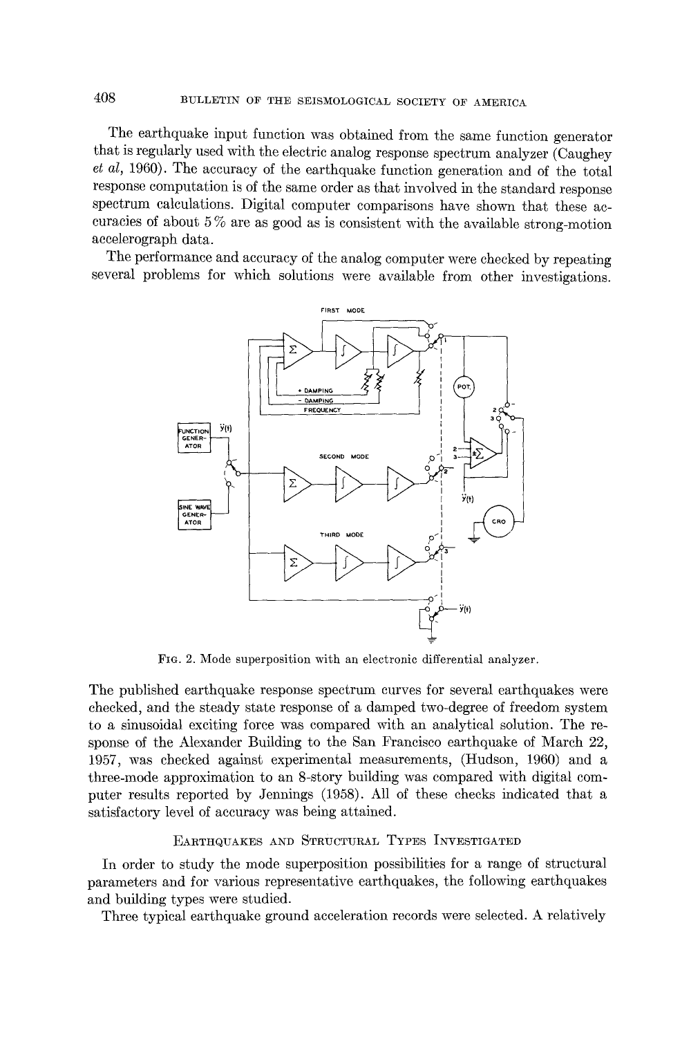The earthquake input function was obtained from the same function generator that is regularly used with the electric analog response spectrum analyzer (Caughey *et al*, 1960). The accuracy of the earthquake function generation and of the total response computation is of the same order as that involved in the standard response spectrum calculations. Digital computer comparisons have shown that these accuracies of about 5% are as good as is consistent with the available strong-motion accelerograph data.

The performance and accuracy of the analog computer were checked by repeating several problems for which solutions were available from other investigations.

FIG. 2. Mode superposition with an electronic differential analyzer.

The published earthquake response spectrum curves for several earthquakes were checked, and the steady state response of a damped two-degree of freedom system to a sinusoidal exciting force was compared with an analytical solution. The response of the Alexander Building to the San Francisco earthquake of March 22, 1957, was checked against experimental measurements, (Hudson, 1960) and a three-mode approximation to an 8-story building was compared with digital computer results reported by Jennings (1958). All of these checks indicated that a satisfactory level of accuracy was being attained.

## Earthquakes and Structural Types Investigated

In order to study the mode superposition possibilities for a range of structural parameters and for various representative earthquakes, the following earthquakes and building types were studied.

Three typical earthquake ground acceleration records were selected. A relatively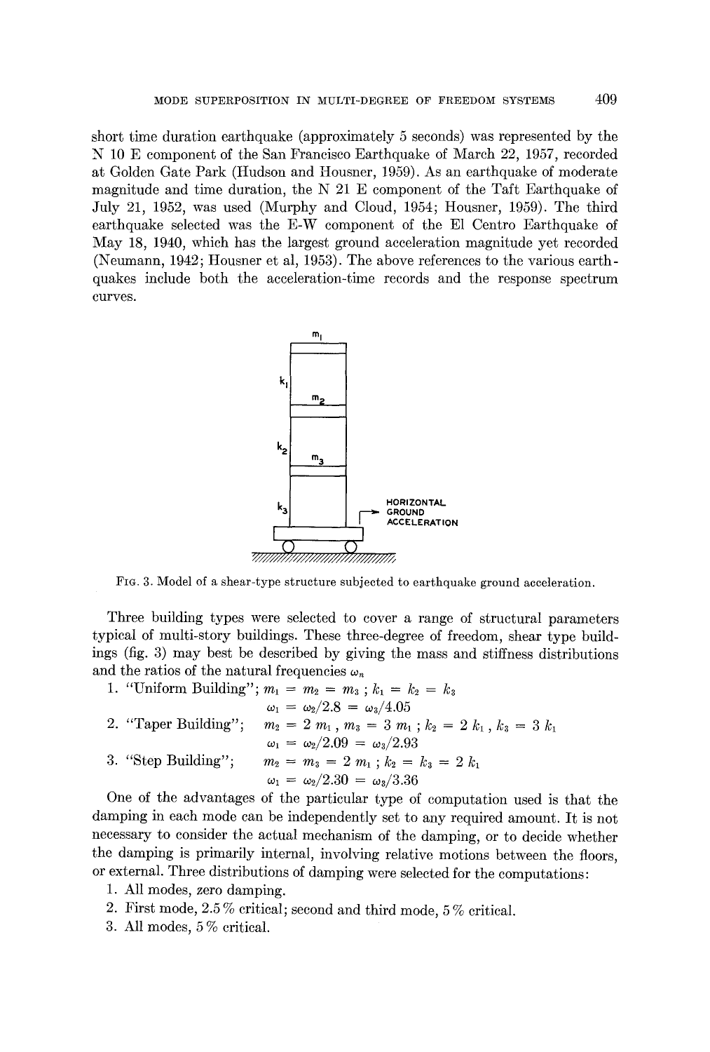short time duration earthquake (approximately 5 seconds) was represented by the N 10 E component of the San Francisco Earthquake of March 22, 1957, recorded at Golden Gate Park (Hudson and Housner, 1959). As an earthquake of moderate magnitude and time duration, the N 21 E component of the Taft Earthquake of July 21, 1952, was used (Murphy and Cloud, 1954; Housner, 1959). The third earthquake selected was the E-W component of the El Centro Earthquake of May 18, 1940, which has the largest ground acceleration magnitude yet recorded (Neumann, 1942; Housner et al, 1953). The above references to the various earthquakes include both the acceleration-time records and the response spectrum curves.

FIG. 3. Model of a shear-type structure subjected to earthquake ground acceleration.

Three building types were selected to cover a range of structural parameters typical of multi-story buildings. These three-degree of freedom, shear type buildings (fig. 3) may best be described by giving the mass and stiffness distributions and the ratios of the natural frequencies $\omega_n$

1. "Uniform Building"; $m_1 = m_2 = m_3$ ; $k_1 = k_2 = k_3$
   $\omega_1 = \omega_2/2.8 = \omega_3/4.05$
2. "Taper Building"; $m_2 = 2\ m_1$ , $m_3 = 3\ m_1$ ; $k_2 = 2\ k_1$ , $k_3 = 3\ k_1$
   $\omega_1 = \omega_2/2.09 = \omega_3/2.93$
3. "Step Building"; $m_2 = m_3 = 2\ m_1$ ; $k_2 = k_3 = 2\ k_1$
   $\omega_1 = \omega_2/2.30 = \omega_3/3.36$

One of the advantages of the particular type of computation used is that the damping in each mode can be independently set to any required amount. It is not necessary to consider the actual mechanism of the damping, or to decide whether the damping is primarily internal, involving relative motions between the floors, or external. Three distributions of damping were selected for the computations:

1. All modes, zero damping.
2. First mode, 2.5 % critical; second and third mode, 5 % critical.
3. All modes, 5 % critical.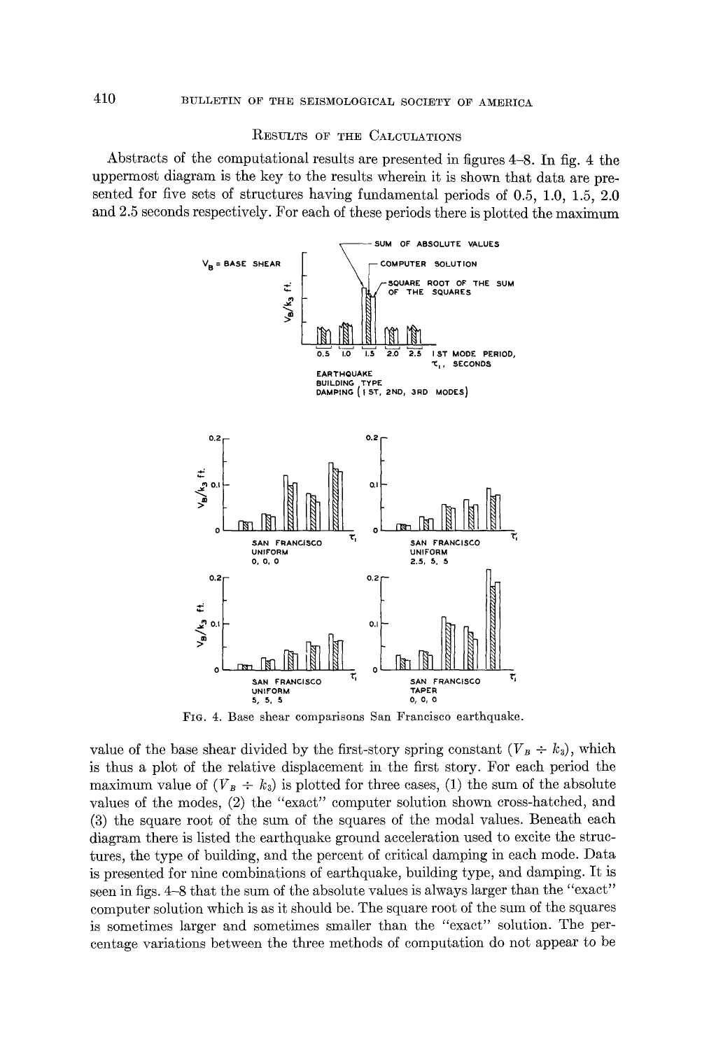## Results of the Calculations

Abstracts of the computational results are presented in figures 4–8. In fig. 4 the uppermost diagram is the key to the results wherein it is shown that data are presented for five sets of structures having fundamental periods of 0.5, 1.0, 1.5, 2.0 and 2.5 seconds respectively. For each of these periods there is plotted the maximum

Fig. 4. Base shear comparisons San Francisco earthquake.

value of the base shear divided by the first-story spring constant ($V_B \div k_3$), which is thus a plot of the relative displacement in the first story. For each period the maximum value of ($V_B \div k_3$) is plotted for three cases, (1) the sum of the absolute values of the modes, (2) the "exact" computer solution shown cross-hatched, and (3) the square root of the sum of the squares of the modal values. Beneath each diagram there is listed the earthquake ground acceleration used to excite the structures, the type of building, and the percent of critical damping in each mode. Data is presented for nine combinations of earthquake, building type, and damping. It is seen in figs. 4–8 that the sum of the absolute values is always larger than the "exact" computer solution which is as it should be. The square root of the sum of the squares is sometimes larger and sometimes smaller than the "exact" solution. The percentage variations between the three methods of computation do not appear to be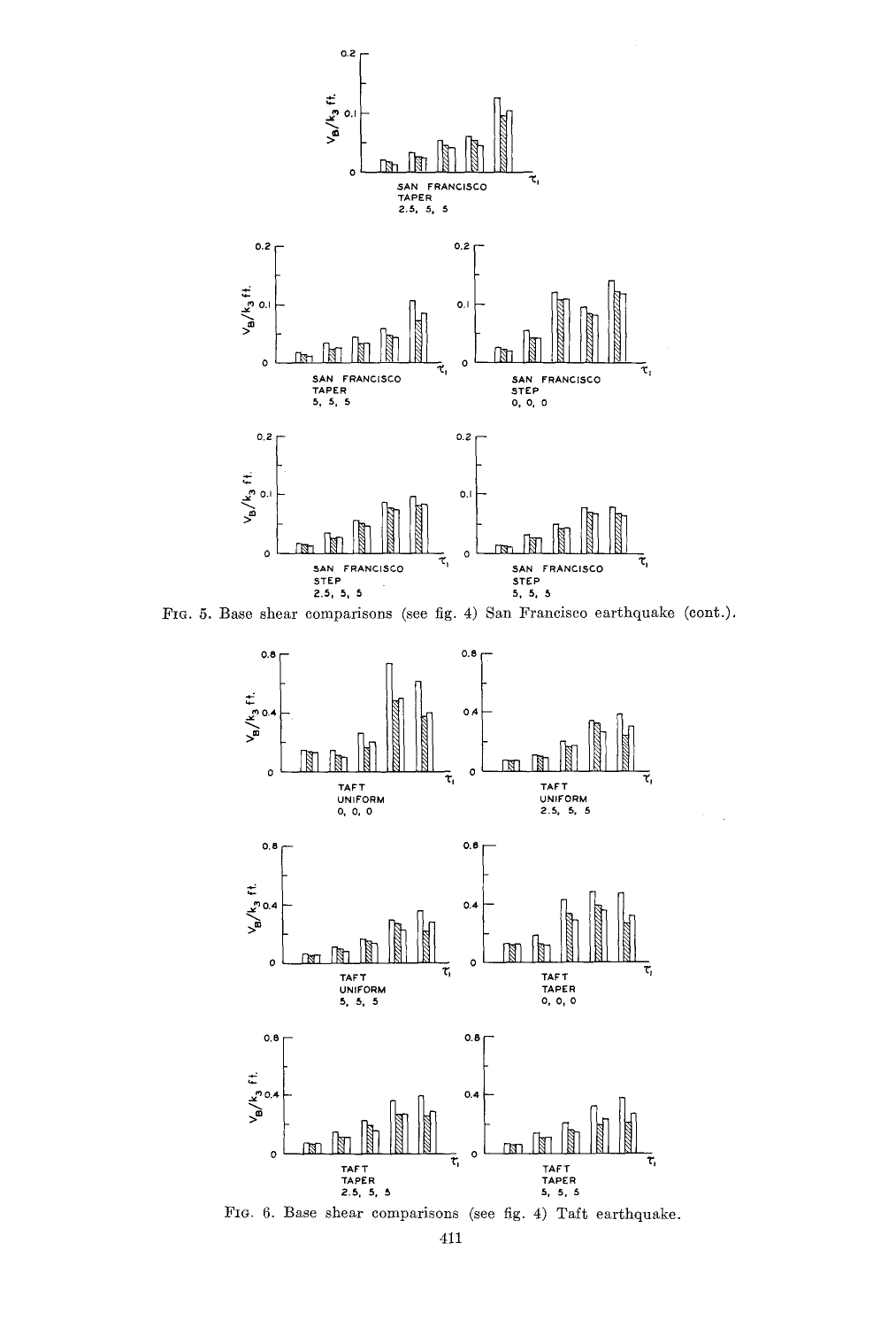FIG. 5. Base shear comparisons (see fig. 4) San Francisco earthquake (cont.).

FIG. 6. Base shear comparisons (see fig. 4) Taft earthquake.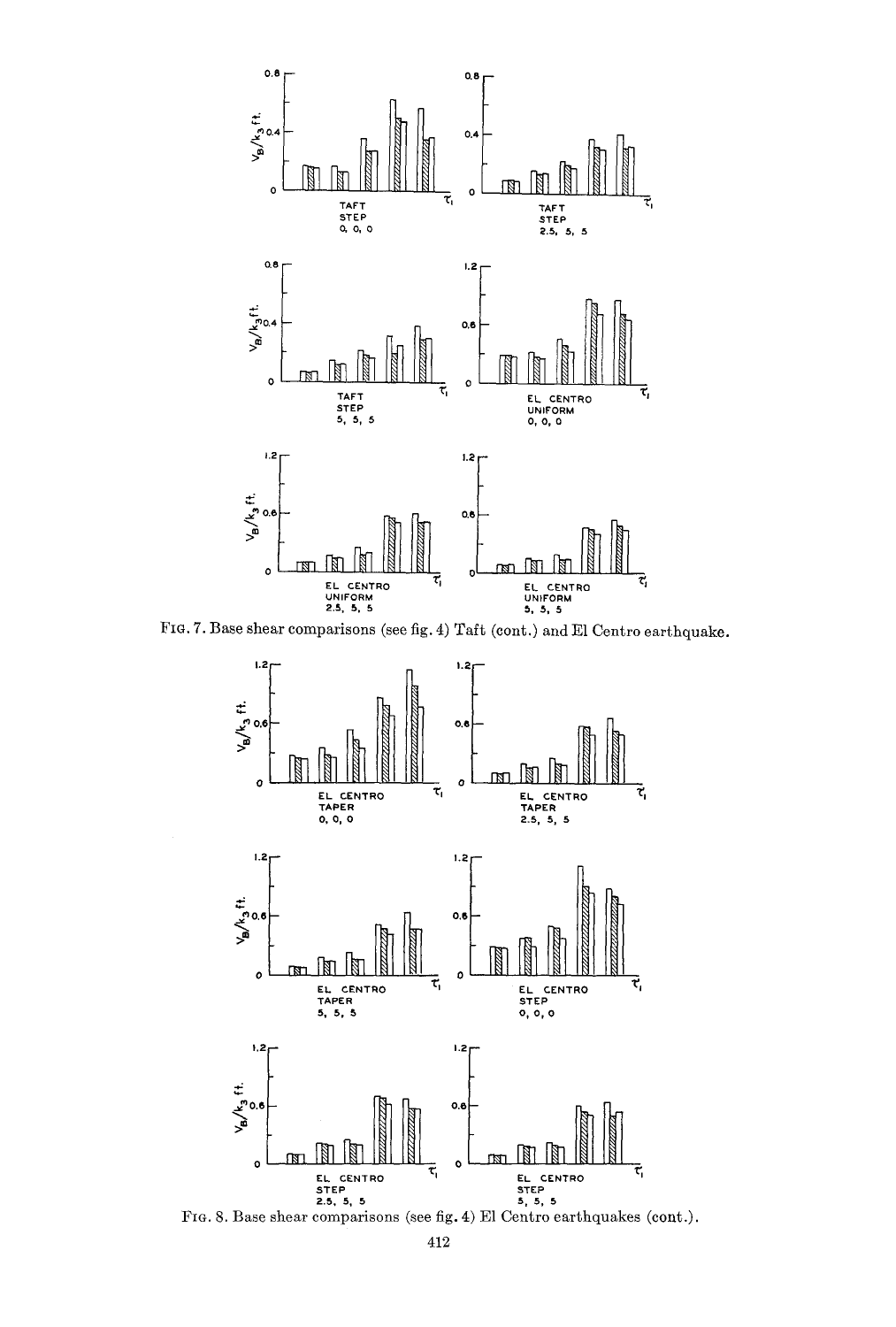FIG. 7. Base shear comparisons (see fig. 4) Taft (cont.) and El Centro earthquake.

FIG. 8. Base shear comparisons (see fig. 4) El Centro earthquakes (cont.).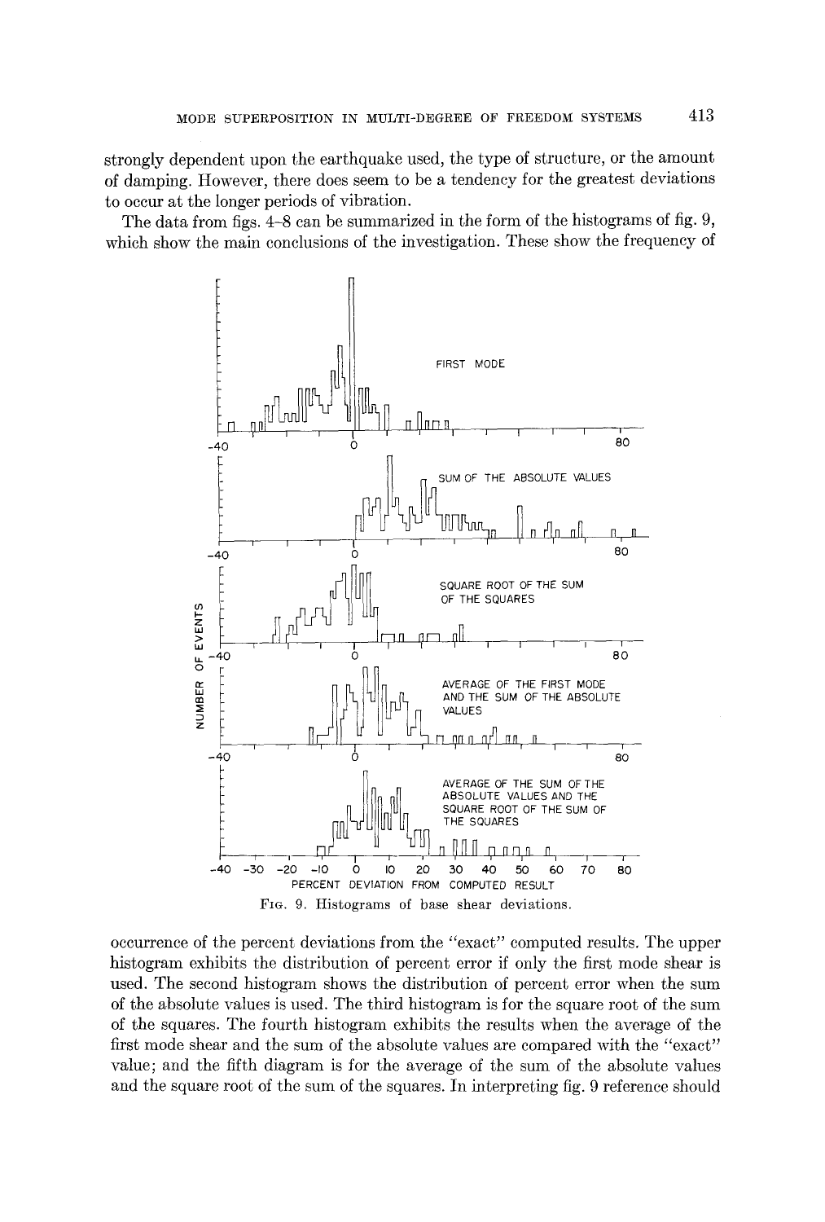strongly dependent upon the earthquake used, the type of structure, or the amount of damping. However, there does seem to be a tendency for the greatest deviations to occur at the longer periods of vibration.

The data from figs. 4–8 can be summarized in the form of the histograms of fig. 9, which show the main conclusions of the investigation. These show the frequency of

FIG. 9. Histograms of base shear deviations.

occurrence of the percent deviations from the "exact" computed results. The upper histogram exhibits the distribution of percent error if only the first mode shear is used. The second histogram shows the distribution of percent error when the sum of the absolute values is used. The third histogram is for the square root of the sum of the squares. The fourth histogram exhibits the results when the average of the first mode shear and the sum of the absolute values are compared with the "exact" value; and the fifth diagram is for the average of the sum of the absolute values and the square root of the sum of the squares. In interpreting fig. 9 reference should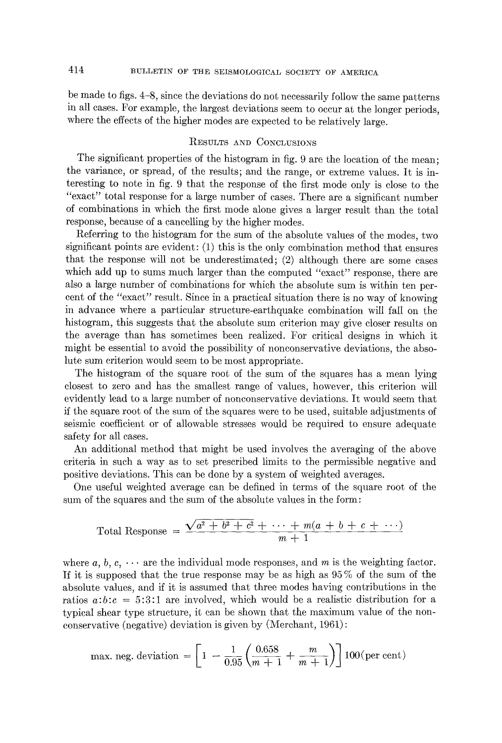be made to figs. 4–8, since the deviations do not necessarily follow the same patterns in all cases. For example, the largest deviations seem to occur at the longer periods, where the effects of the higher modes are expected to be relatively large.

## Results and Conclusions

The significant properties of the histogram in fig. 9 are the location of the mean; the variance, or spread, of the results; and the range, or extreme values. It is interesting to note in fig. 9 that the response of the first mode only is close to the "exact" total response for a large number of cases. There are a significant number of combinations in which the first mode alone gives a larger result than the total response, because of a cancelling by the higher modes.

Referring to the histogram for the sum of the absolute values of the modes, two significant points are evident: (1) this is the only combination method that ensures that the response will not be underestimated; (2) although there are some cases which add up to sums much larger than the computed "exact" response, there are also a large number of combinations for which the absolute sum is within ten percent of the "exact" result. Since in a practical situation there is no way of knowing in advance where a particular structure-earthquake combination will fall on the histogram, this suggests that the absolute sum criterion may give closer results on the average than has sometimes been realized. For critical designs in which it might be essential to avoid the possibility of nonconservative deviations, the absolute sum criterion would seem to be most appropriate.

The histogram of the square root of the sum of the squares has a mean lying closest to zero and has the smallest range of values, however, this criterion will evidently lead to a large number of nonconservative deviations. It would seem that if the square root of the sum of the squares were to be used, suitable adjustments of seismic coefficient or of allowable stresses would be required to ensure adequate safety for all cases.

An additional method that might be used involves the averaging of the above criteria in such a way as to set prescribed limits to the permissible negative and positive deviations. This can be done by a system of weighted averages.

One useful weighted average can be defined in terms of the square root of the sum of the squares and the sum of the absolute values in the form:

$$\text{Total Response} = \frac{\sqrt{a^2 + b^2 + c^2 + \cdots} + m(a + b + c + \cdots)}{m + 1}$$

where $a, b, c, \cdots$ are the individual mode responses, and $m$ is the weighting factor. If it is supposed that the true response may be as high as 95% of the sum of the absolute values, and if it is assumed that three modes having contributions in the ratios $a:b:c = 5:3:1$ are involved, which would be a realistic distribution for a typical shear type structure, it can be shown that the maximum value of the nonconservative (negative) deviation is given by (Merchant, 1961):

$$\text{max. neg. deviation} = \left[1 - \frac{1}{0.95}\left(\frac{0.658}{m + 1} + \frac{m}{m + 1}\right)\right] 100(\text{per cent})$$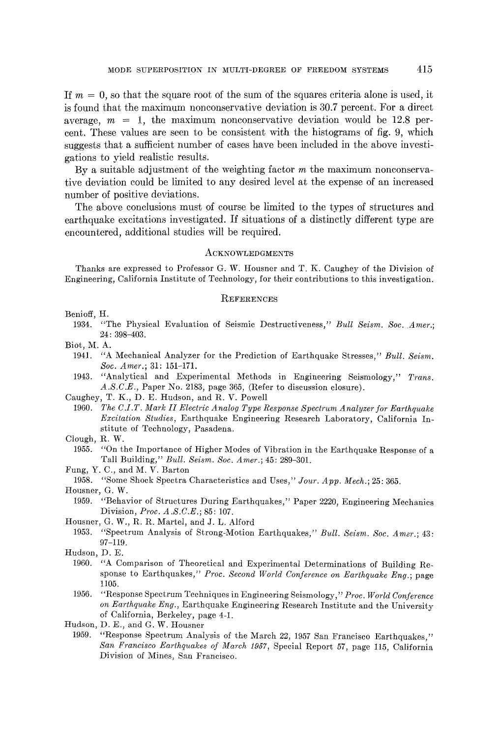If $m = 0$, so that the square root of the sum of the squares criteria alone is used, it is found that the maximum nonconservative deviation is 30.7 percent. For a direct average, $m = 1$, the maximum nonconservative deviation would be 12.8 percent. These values are seen to be consistent with the histograms of fig. 9, which suggests that a sufficient number of cases have been included in the above investigations to yield realistic results.

By a suitable adjustment of the weighting factor $m$ the maximum nonconservative deviation could be limited to any desired level at the expense of an increased number of positive deviations.

The above conclusions must of course be limited to the types of structures and earthquake excitations investigated. If situations of a distinctly different type are encountered, additional studies will be required.

## Acknowledgments

Thanks are expressed to Professor G. W. Housner and T. K. Caughey of the Division of Engineering, California Institute of Technology, for their contributions to this investigation.

## References

Benioff, H.
1934. "The Physical Evaluation of Seismic Destructiveness," *Bull Seism. Soc. Amer.*; 24: 398–403.

Biot, M. A.
1941. "A Mechanical Analyzer for the Prediction of Earthquake Stresses," *Bull. Seism. Soc. Amer.*; 31: 151–171.
1943. "Analytical and Experimental Methods in Engineering Seismology," *Trans. A.S.C.E.*, Paper No. 2183, page 365, (Refer to discussion closure).

Caughey, T. K., D. E. Hudson, and R. V. Powell
1960. *The C.I.T. Mark II Electric Analog Type Response Spectrum Analyzer for Earthquake Excitation Studies*, Earthquake Engineering Research Laboratory, California Institute of Technology, Pasadena.

Clough, R. W.
1955. "On the Importance of Higher Modes of Vibration in the Earthquake Response of a Tall Building," *Bull. Seism. Soc. Amer.*; 45: 289–301.

Fung, Y. C., and M. V. Barton
1958. "Some Shock Spectra Characteristics and Uses," *Jour. App. Mech.*; 25: 365.

Housner, G. W.
1959. "Behavior of Structures During Earthquakes," Paper 2220, Engineering Mechanics Division, *Proc. A.S.C.E.*; 85: 107.

Housner, G. W., R. R. Martel, and J. L. Alford
1953. "Spectrum Analysis of Strong-Motion Earthquakes," *Bull. Seism. Soc. Amer.*; 43: 97–119.

Hudson, D. E.
1960. "A Comparison of Theoretical and Experimental Determinations of Building Response to Earthquakes," *Proc. Second World Conference on Earthquake Eng.*; page 1105.
1956. "Response Spectrum Techniques in Engineering Seismology," *Proc. World Conference on Earthquake Eng.*, Earthquake Engineering Research Institute and the University of California, Berkeley, page 4-1.

Hudson, D. E., and G. W. Housner
1959. "Response Spectrum Analysis of the March 22, 1957 San Francisco Earthquakes," *San Francisco Earthquakes of March 1957*, Special Report 57, page 115, California Division of Mines, San Francisco.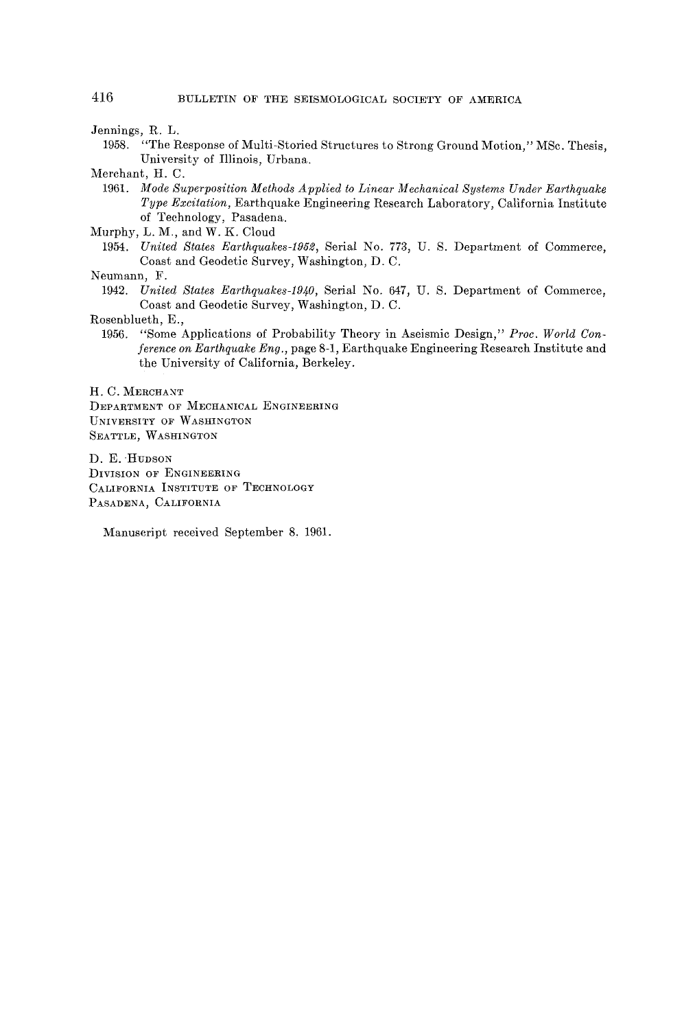Jennings, R. L.

1958. "The Response of Multi-Storied Structures to Strong Ground Motion," MSc. Thesis, University of Illinois, Urbana.

Merchant, H. C.

1961. *Mode Superposition Methods Applied to Linear Mechanical Systems Under Earthquake Type Excitation*, Earthquake Engineering Research Laboratory, California Institute of Technology, Pasadena.

Murphy, L. M., and W. K. Cloud

1954. *United States Earthquakes-1952*, Serial No. 773, U. S. Department of Commerce, Coast and Geodetic Survey, Washington, D. C.

Neumann, F.

1942. *United States Earthquakes-1940*, Serial No. 647, U. S. Department of Commerce, Coast and Geodetic Survey, Washington, D. C.

Rosenblueth, E.,

1956. "Some Applications of Probability Theory in Aseismic Design," *Proc. World Conference on Earthquake Eng.*, page 8-1, Earthquake Engineering Research Institute and the University of California, Berkeley.

H. C. Merchant
Department of Mechanical Engineering
University of Washington
Seattle, Washington

D. E. Hudson
Division of Engineering
California Institute of Technology
Pasadena, California

Manuscript received September 8. 1961.